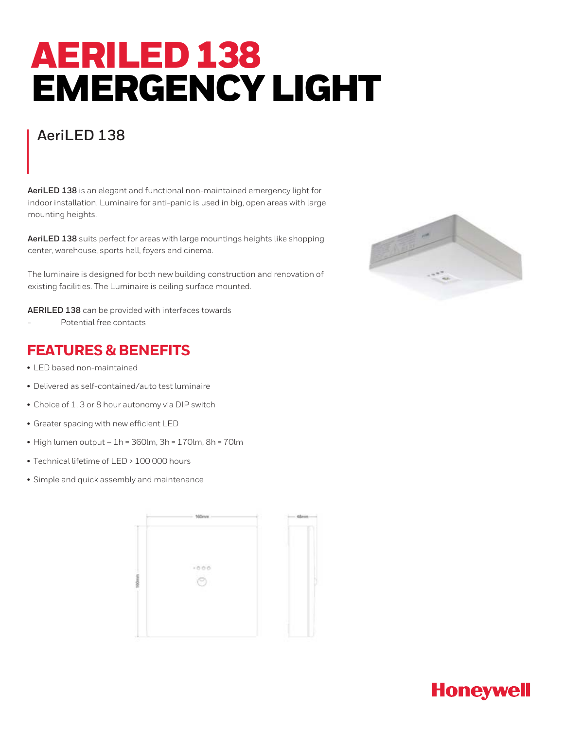# AERILED 138 EMERGENCY LIGHT

## AeriLED 138

**AeriLED 138** is an elegant and functional non-maintained emergency light for indoor installation. Luminaire for anti-panic is used in big, open areas with large mounting heights.

**AeriLED 138** suits perfect for areas with large mountings heights like shopping center, warehouse, sports hall, foyers and cinema.

The luminaire is designed for both new building construction and renovation of existing facilities. The Luminaire is ceiling surface mounted.

**AERILED 138** can be provided with interfaces towards

- Potential free contacts

## FEATURES & BENEFITS

- LED based non-maintained
- Delivered as self-contained/auto test luminaire
- Choice of 1, 3 or 8 hour autonomy via DIP switch
- Greater spacing with new efficient LED
- High lumen output – 1h = 360lm, 3h = 170lm, 8h = 70lm
- Technical lifetime of LED > 100 000 hours
- Simple and quick assembly and maintenance

160mm

160mm

48mm

Honeywell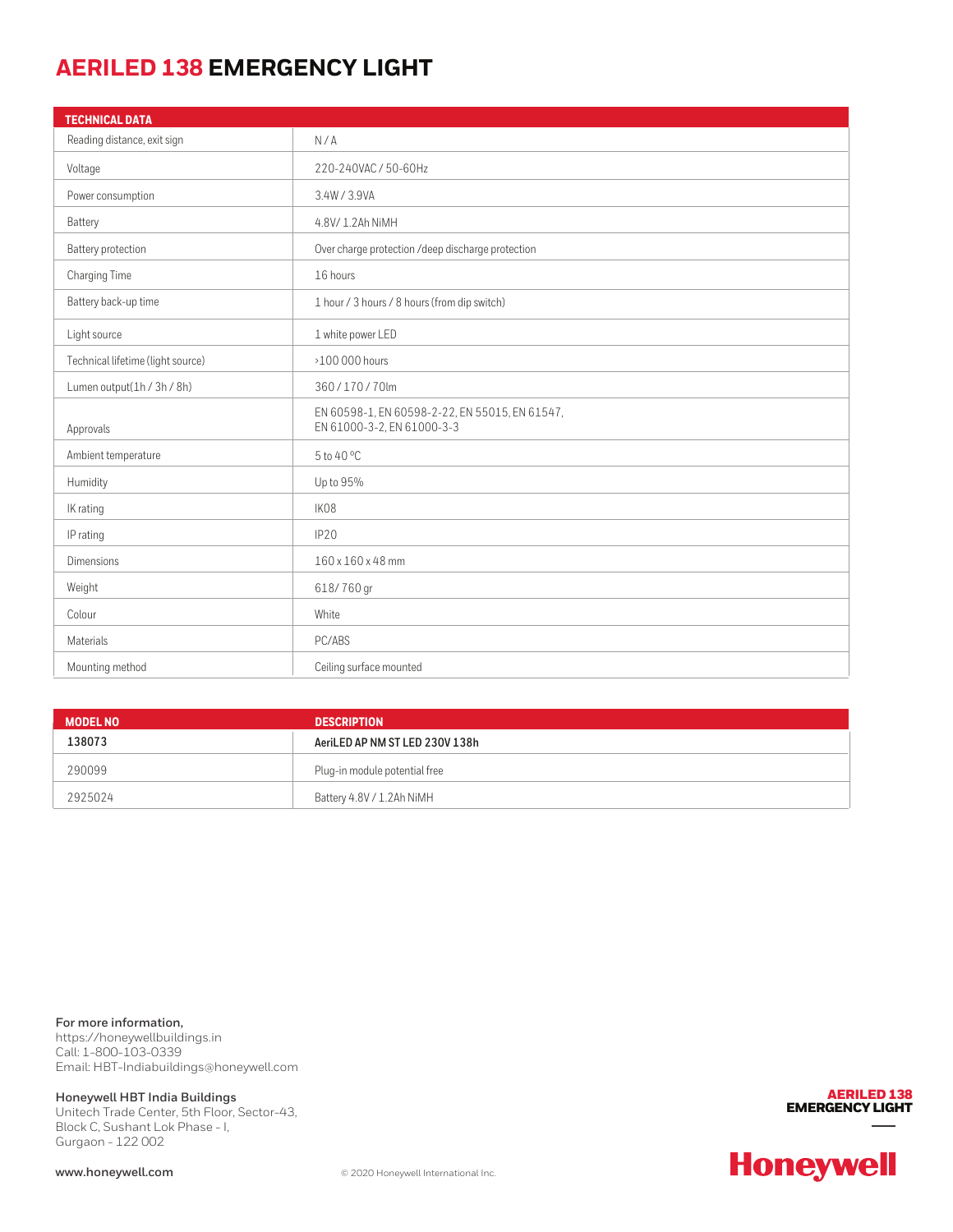# AERILED 138 EMERGENCY LIGHT

| TECHNICAL DATA | |
|---|---|
| Reading distance, exit sign | N / A |
| Voltage | 220-240VAC / 50-60Hz |
| Power consumption | 3.4W / 3.9VA |
| Battery | 4.8V/ 1.2Ah NiMH |
| Battery protection | Over charge protection /deep discharge protection |
| Charging Time | 16 hours |
| Battery back-up time | 1 hour / 3 hours / 8 hours (from dip switch) |
| Light source | 1 white power LED |
| Technical lifetime (light source) | >100 000 hours |
| Lumen output(1h / 3h / 8h) | 360 / 170 / 70lm |
| Approvals | EN 60598-1, EN 60598-2-22, EN 55015, EN 61547, EN 61000-3-2, EN 61000-3-3 |
| Ambient temperature | 5 to 40 °C |
| Humidity | Up to 95% |
| IK rating | IK08 |
| IP rating | IP20 |
| Dimensions | 160 x 160 x 48 mm |
| Weight | 618/ 760 gr |
| Colour | White |
| Materials | PC/ABS |
| Mounting method | Ceiling surface mounted |

| MODEL NO | DESCRIPTION |
|---|---|
| **138073** | **AeriLED AP NM ST LED 230V 138h** |
| 290099 | Plug-in module potential free |
| 2925024 | Battery 4.8V / 1.2Ah NiMH |

**For more information,**
https://honeywellbuildings.in
Call: 1-800-103-0339
Email: HBT-Indiabuildings@honeywell.com

**Honeywell HBT India Buildings**
Unitech Trade Center, 5th Floor, Sector-43,
Block C, Sushant Lok Phase - I,
Gurgaon - 122 002

**www.honeywell.com**

© 2020 Honeywell International Inc.

**AERILED 138 EMERGENCY LIGHT**

**Honeywell**